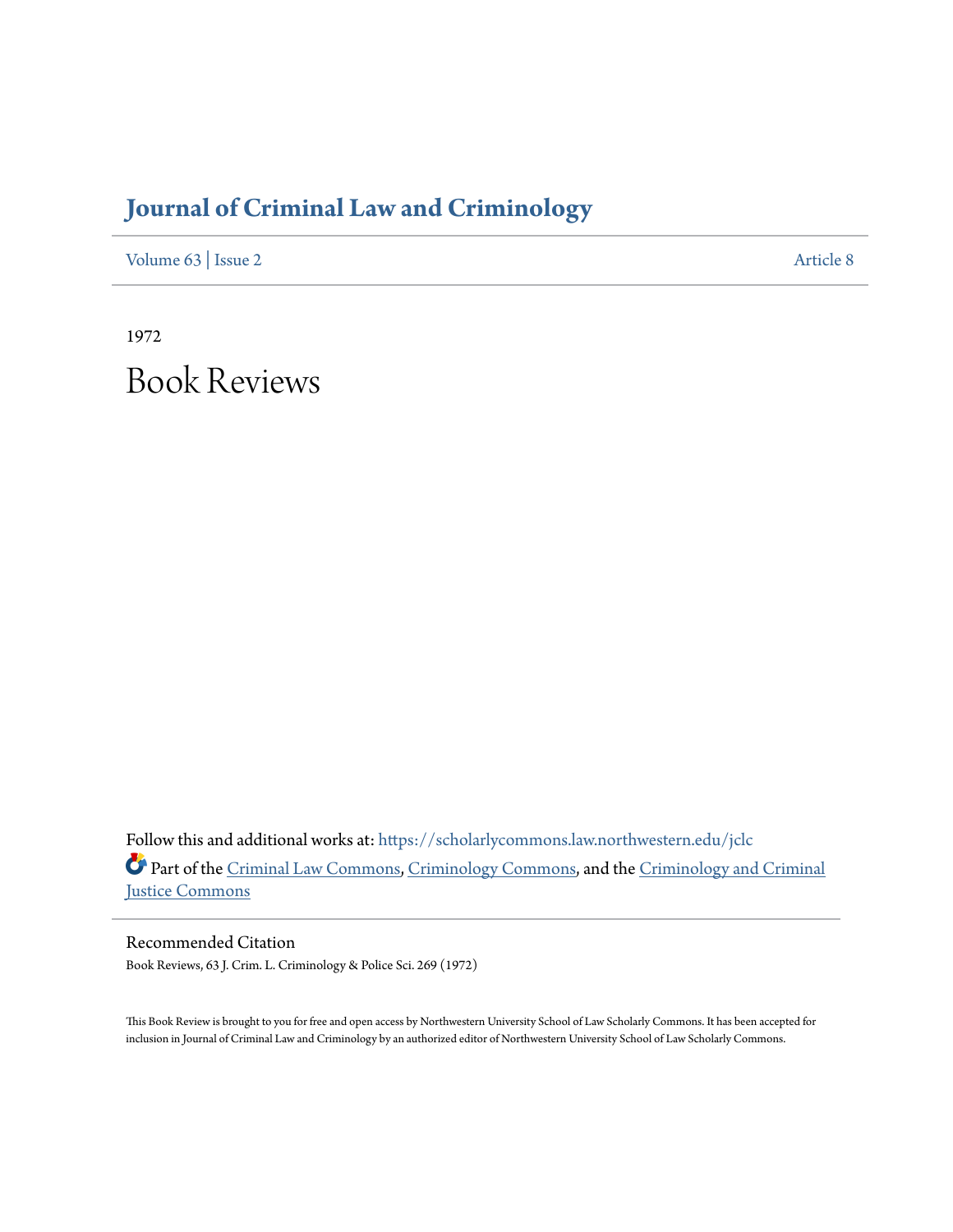# Journal of Criminal Law and Criminology

Volume 63 | Issue 2 Article 8

1972

# Book Reviews

Follow this and additional works at: https://scholarlycommons.law.northwestern.edu/jclc

Part of the Criminal Law Commons, Criminology Commons, and the Criminology and Criminal Justice Commons

## Recommended Citation

Book Reviews, 63 J. Crim. L. Criminology & Police Sci. 269 (1972)

This Book Review is brought to you for free and open access by Northwestern University School of Law Scholarly Commons. It has been accepted for inclusion in Journal of Criminal Law and Criminology by an authorized editor of Northwestern University School of Law Scholarly Commons.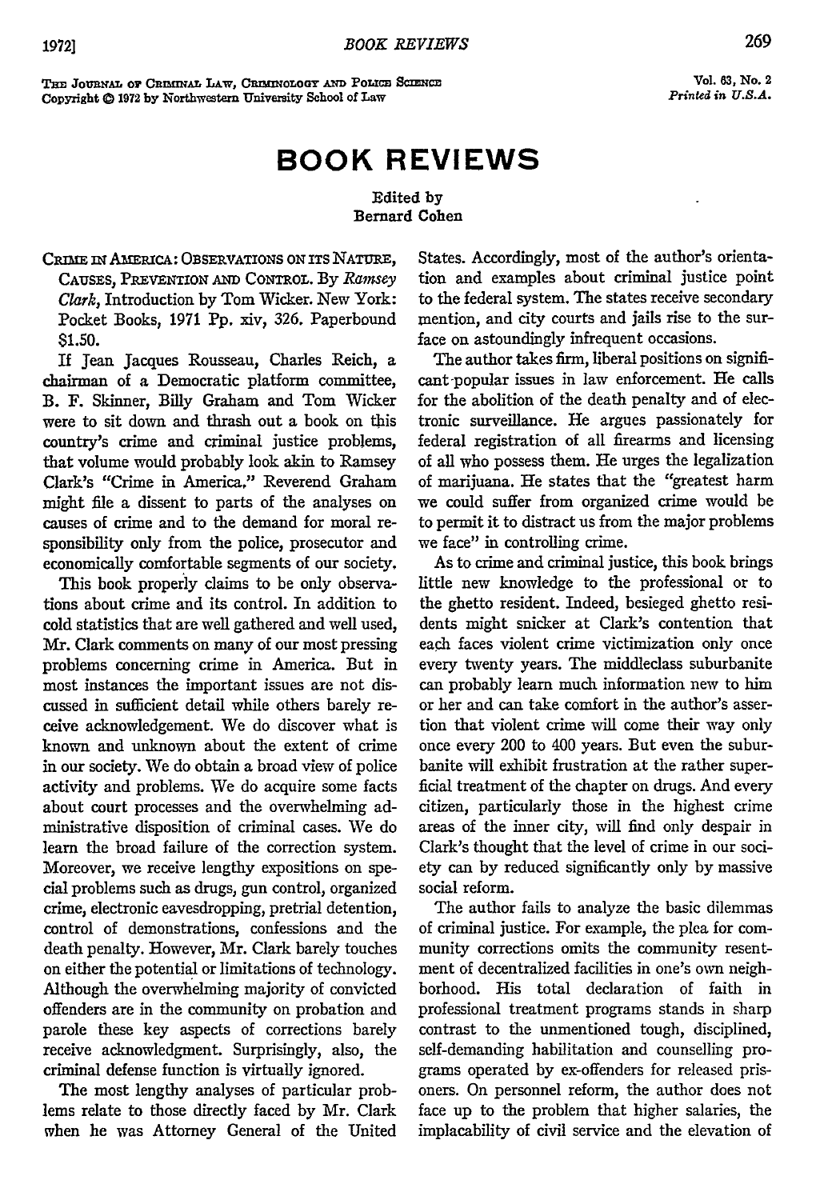The Journal of Criminal Law, Criminology and Police Science
Copyright © 1972 by Northwestern University School of Law

Vol. 63, No. 2
*Printed in U.S.A.*

# BOOK REVIEWS

Edited by
Bernard Cohen

CRIME IN AMERICA: OBSERVATIONS ON ITS NATURE, CAUSES, PREVENTION AND CONTROL. By *Ramsey Clark*, Introduction by Tom Wicker. New York: Pocket Books, 1971 Pp. xiv, 326. Paperbound $1.50.

If Jean Jacques Rousseau, Charles Reich, a chairman of a Democratic platform committee, B. F. Skinner, Billy Graham and Tom Wicker were to sit down and thrash out a book on this country's crime and criminal justice problems, that volume would probably look akin to Ramsey Clark's "Crime in America." Reverend Graham might file a dissent to parts of the analyses on causes of crime and to the demand for moral responsibility only from the police, prosecutor and economically comfortable segments of our society.

This book properly claims to be only observations about crime and its control. In addition to cold statistics that are well gathered and well used, Mr. Clark comments on many of our most pressing problems concerning crime in America. But in most instances the important issues are not discussed in sufficient detail while others barely receive acknowledgement. We do discover what is known and unknown about the extent of crime in our society. We do obtain a broad view of police activity and problems. We do acquire some facts about court processes and the overwhelming administrative disposition of criminal cases. We do learn the broad failure of the correction system. Moreover, we receive lengthy expositions on special problems such as drugs, gun control, organized crime, electronic eavesdropping, pretrial detention, control of demonstrations, confessions and the death penalty. However, Mr. Clark barely touches on either the potential or limitations of technology. Although the overwhelming majority of convicted offenders are in the community on probation and parole these key aspects of corrections barely receive acknowledgment. Surprisingly, also, the criminal defense function is virtually ignored.

The most lengthy analyses of particular problems relate to those directly faced by Mr. Clark when he was Attorney General of the United States. Accordingly, most of the author's orientation and examples about criminal justice point to the federal system. The states receive secondary mention, and city courts and jails rise to the surface on astoundingly infrequent occasions.

The author takes firm, liberal positions on significant popular issues in law enforcement. He calls for the abolition of the death penalty and of electronic surveillance. He argues passionately for federal registration of all firearms and licensing of all who possess them. He urges the legalization of marijuana. He states that the "greatest harm we could suffer from organized crime would be to permit it to distract us from the major problems we face" in controlling crime.

As to crime and criminal justice, this book brings little new knowledge to the professional or to the ghetto resident. Indeed, besieged ghetto residents might snicker at Clark's contention that each faces violent crime victimization only once every twenty years. The middleclass suburbanite can probably learn much information new to him or her and can take comfort in the author's assertion that violent crime will come their way only once every 200 to 400 years. But even the suburbanite will exhibit frustration at the rather superficial treatment of the chapter on drugs. And every citizen, particularly those in the highest crime areas of the inner city, will find only despair in Clark's thought that the level of crime in our society can by reduced significantly only by massive social reform.

The author fails to analyze the basic dilemmas of criminal justice. For example, the plea for community corrections omits the community resentment of decentralized facilities in one's own neighborhood. His total declaration of faith in professional treatment programs stands in sharp contrast to the unmentioned tough, disciplined, self-demanding habilitation and counselling programs operated by ex-offenders for released prisoners. On personnel reform, the author does not face up to the problem that higher salaries, the implacability of civil service and the elevation of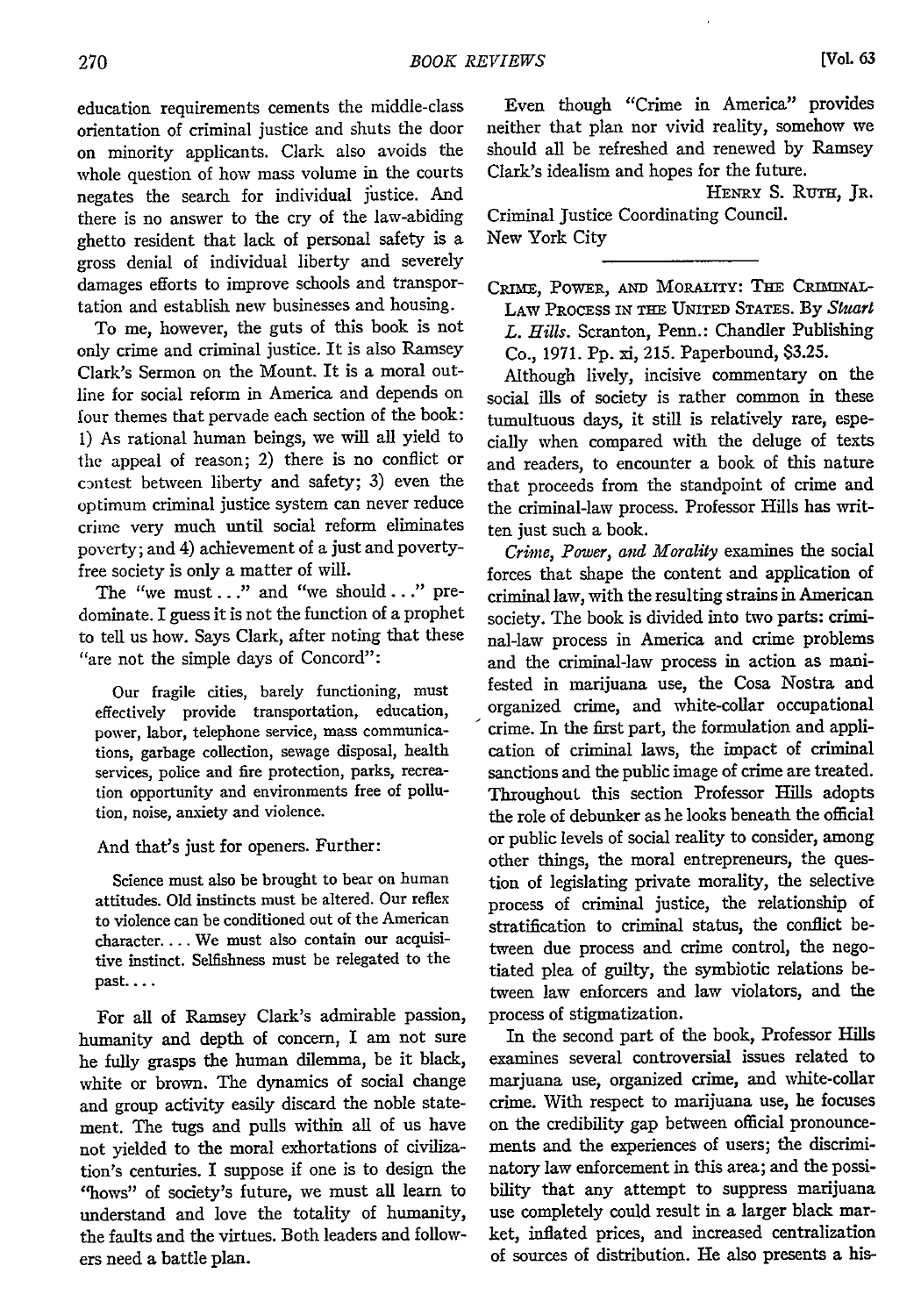education requirements cements the middle-class orientation of criminal justice and shuts the door on minority applicants. Clark also avoids the whole question of how mass volume in the courts negates the search for individual justice. And there is no answer to the cry of the law-abiding ghetto resident that lack of personal safety is a gross denial of individual liberty and severely damages efforts to improve schools and transportation and establish new businesses and housing.

To me, however, the guts of this book is not only crime and criminal justice. It is also Ramsey Clark's Sermon on the Mount. It is a moral outline for social reform in America and depends on four themes that pervade each section of the book: 1) As rational human beings, we will all yield to the appeal of reason; 2) there is no conflict or contest between liberty and safety; 3) even the optimum criminal justice system can never reduce crime very much until social reform eliminates poverty; and 4) achievement of a just and poverty-free society is only a matter of will.

The "we must..." and "we should..." predominate. I guess it is not the function of a prophet to tell us how. Says Clark, after noting that these "are not the simple days of Concord":

> Our fragile cities, barely functioning, must effectively provide transportation, education, power, labor, telephone service, mass communications, garbage collection, sewage disposal, health services, police and fire protection, parks, recreation opportunity and environments free of pollution, noise, anxiety and violence.

And that's just for openers. Further:

> Science must also be brought to bear on human attitudes. Old instincts must be altered. Our reflex to violence can be conditioned out of the American character. ... We must also contain our acquisitive instinct. Selfishness must be relegated to the past....

For all of Ramsey Clark's admirable passion, humanity and depth of concern, I am not sure he fully grasps the human dilemma, be it black, white or brown. The dynamics of social change and group activity easily discard the noble statement. The tugs and pulls within all of us have not yielded to the moral exhortations of civilization's centuries. I suppose if one is to design the "hows" of society's future, we must all learn to understand and love the totality of humanity, the faults and the virtues. Both leaders and followers need a battle plan.

Even though "Crime in America" provides neither that plan nor vivid reality, somehow we should all be refreshed and renewed by Ramsey Clark's idealism and hopes for the future.

HENRY S. RUTH, JR.
Criminal Justice Coordinating Council.
New York City

---

CRIME, POWER, AND MORALITY: THE CRIMINAL-LAW PROCESS IN THE UNITED STATES. By *Stuart L. Hills*. Scranton, Penn.: Chandler Publishing Co., 1971. Pp. xi, 215. Paperbound, $3.25.

Although lively, incisive commentary on the social ills of society is rather common in these tumultuous days, it still is relatively rare, especially when compared with the deluge of texts and readers, to encounter a book of this nature that proceeds from the standpoint of crime and the criminal-law process. Professor Hills has written just such a book.

*Crime, Power, and Morality* examines the social forces that shape the content and application of criminal law, with the resulting strains in American society. The book is divided into two parts: criminal-law process in America and crime problems and the criminal-law process in action as manifested in marijuana use, the Cosa Nostra and organized crime, and white-collar occupational crime. In the first part, the formulation and application of criminal laws, the impact of criminal sanctions and the public image of crime are treated. Throughout this section Professor Hills adopts the role of debunker as he looks beneath the official or public levels of social reality to consider, among other things, the moral entrepreneurs, the question of legislating private morality, the selective process of criminal justice, the relationship of stratification to criminal status, the conflict between due process and crime control, the negotiated plea of guilty, the symbiotic relations between law enforcers and law violators, and the process of stigmatization.

In the second part of the book, Professor Hills examines several controversial issues related to marjuana use, organized crime, and white-collar crime. With respect to marijuana use, he focuses on the credibility gap between official pronouncements and the experiences of users; the discriminatory law enforcement in this area; and the possibility that any attempt to suppress marijuana use completely could result in a larger black market, inflated prices, and increased centralization of sources of distribution. He also presents a his-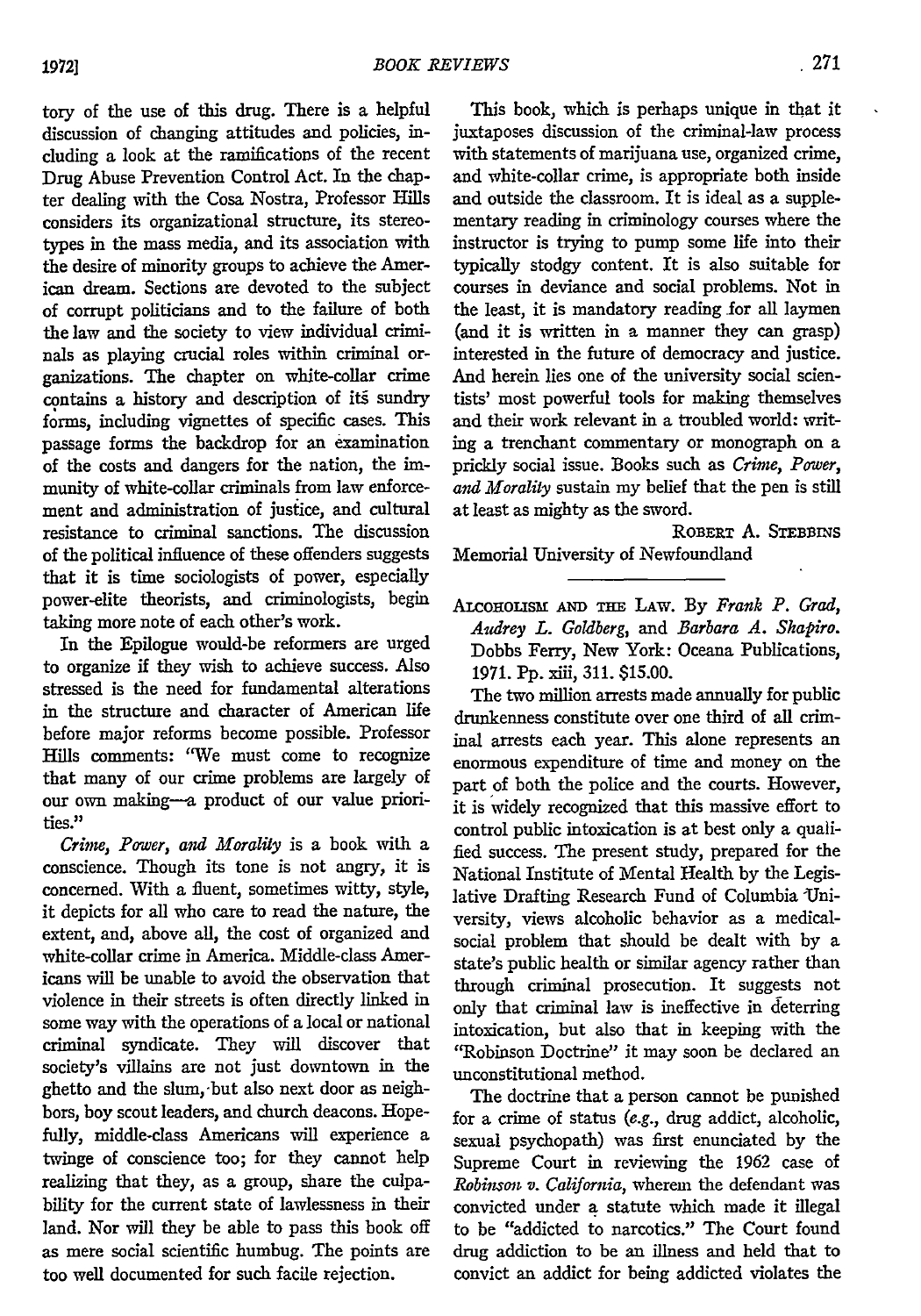tory of the use of this drug. There is a helpful discussion of changing attitudes and policies, including a look at the ramifications of the recent Drug Abuse Prevention Control Act. In the chapter dealing with the Cosa Nostra, Professor Hills considers its organizational structure, its stereotypes in the mass media, and its association with the desire of minority groups to achieve the American dream. Sections are devoted to the subject of corrupt politicians and to the failure of both the law and the society to view individual criminals as playing crucial roles within criminal organizations. The chapter on white-collar crime contains a history and description of its sundry forms, including vignettes of specific cases. This passage forms the backdrop for an examination of the costs and dangers for the nation, the immunity of white-collar criminals from law enforcement and administration of justice, and cultural resistance to criminal sanctions. The discussion of the political influence of these offenders suggests that it is time sociologists of power, especially power-elite theorists, and criminologists, begin taking more note of each other's work.

In the Epilogue would-be reformers are urged to organize if they wish to achieve success. Also stressed is the need for fundamental alterations in the structure and character of American life before major reforms become possible. Professor Hills comments: "We must come to recognize that many of our crime problems are largely of our own making—a product of our value priorities."

*Crime, Power, and Morality* is a book with a conscience. Though its tone is not angry, it is concerned. With a fluent, sometimes witty, style, it depicts for all who care to read the nature, the extent, and, above all, the cost of organized and white-collar crime in America. Middle-class Americans will be unable to avoid the observation that violence in their streets is often directly linked in some way with the operations of a local or national criminal syndicate. They will discover that society's villains are not just downtown in the ghetto and the slum, but also next door as neighbors, boy scout leaders, and church deacons. Hopefully, middle-class Americans will experience a twinge of conscience too; for they cannot help realizing that they, as a group, share the culpability for the current state of lawlessness in their land. Nor will they be able to pass this book off as mere social scientific humbug. The points are too well documented for such facile rejection.

This book, which is perhaps unique in that it juxtaposes discussion of the criminal-law process with statements of marijuana use, organized crime, and white-collar crime, is appropriate both inside and outside the classroom. It is ideal as a supplementary reading in criminology courses where the instructor is trying to pump some life into their typically stodgy content. It is also suitable for courses in deviance and social problems. Not in the least, it is mandatory reading for all laymen (and it is written in a manner they can grasp) interested in the future of democracy and justice. And herein lies one of the university social scientists' most powerful tools for making themselves and their work relevant in a troubled world: writing a trenchant commentary or monograph on a prickly social issue. Books such as *Crime, Power, and Morality* sustain my belief that the pen is still at least as mighty as the sword.

ROBERT A. STEBBINS
Memorial University of Newfoundland

---

ALCOHOLISM AND THE LAW. By *Frank P. Grad, Audrey L. Goldberg*, and *Barbara A. Shapiro*. Dobbs Ferry, New York: Oceana Publications, 1971. Pp. xiii, 311. $15.00.

The two million arrests made annually for public drunkenness constitute over one third of all criminal arrests each year. This alone represents an enormous expenditure of time and money on the part of both the police and the courts. However, it is widely recognized that this massive effort to control public intoxication is at best only a qualified success. The present study, prepared for the National Institute of Mental Health by the Legislative Drafting Research Fund of Columbia University, views alcoholic behavior as a medical-social problem that should be dealt with by a state's public health or similar agency rather than through criminal prosecution. It suggests not only that criminal law is ineffective in deterring intoxication, but also that in keeping with the "Robinson Doctrine" it may soon be declared an unconstitutional method.

The doctrine that a person cannot be punished for a crime of status (*e.g.*, drug addict, alcoholic, sexual psychopath) was first enunciated by the Supreme Court in reviewing the 1962 case of *Robinson v. California*, wherein the defendant was convicted under a statute which made it illegal to be "addicted to narcotics." The Court found drug addiction to be an illness and held that to convict an addict for being addicted violates the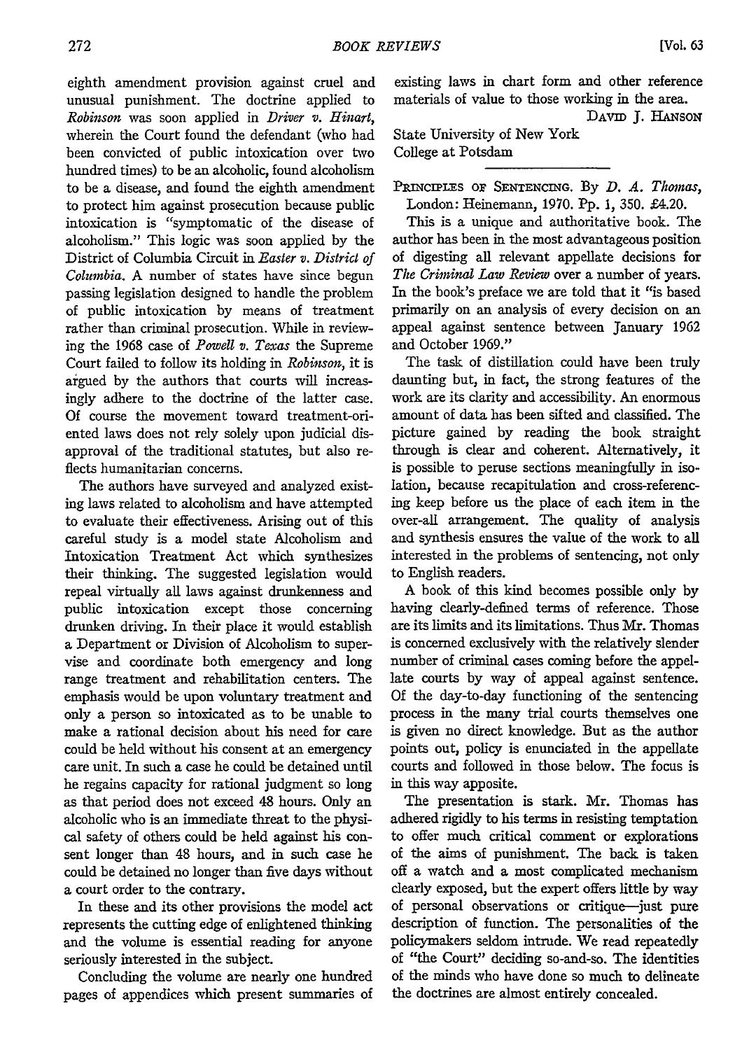eighth amendment provision against cruel and unusual punishment. The doctrine applied to *Robinson* was soon applied in *Driver v. Hinart*, wherein the Court found the defendant (who had been convicted of public intoxication over two hundred times) to be an alcoholic, found alcoholism to be a disease, and found the eighth amendment to protect him against prosecution because public intoxication is "symptomatic of the disease of alcoholism." This logic was soon applied by the District of Columbia Circuit in *Easter v. District of Columbia*. A number of states have since begun passing legislation designed to handle the problem of public intoxication by means of treatment rather than criminal prosecution. While in reviewing the 1968 case of *Powell v. Texas* the Supreme Court failed to follow its holding in *Robinson*, it is argued by the authors that courts will increasingly adhere to the doctrine of the latter case. Of course the movement toward treatment-oriented laws does not rely solely upon judicial disapproval of the traditional statutes, but also reflects humanitarian concerns.

The authors have surveyed and analyzed existing laws related to alcoholism and have attempted to evaluate their effectiveness. Arising out of this careful study is a model state Alcoholism and Intoxication Treatment Act which synthesizes their thinking. The suggested legislation would repeal virtually all laws against drunkenness and public intoxication except those concerning drunken driving. In their place it would establish a Department or Division of Alcoholism to supervise and coordinate both emergency and long range treatment and rehabilitation centers. The emphasis would be upon voluntary treatment and only a person so intoxicated as to be unable to make a rational decision about his need for care could be held without his consent at an emergency care unit. In such a case he could be detained until he regains capacity for rational judgment so long as that period does not exceed 48 hours. Only an alcoholic who is an immediate threat to the physical safety of others could be held against his consent longer than 48 hours, and in such case he could be detained no longer than five days without a court order to the contrary.

In these and its other provisions the model act represents the cutting edge of enlightened thinking and the volume is essential reading for anyone seriously interested in the subject.

Concluding the volume are nearly one hundred pages of appendices which present summaries of existing laws in chart form and other reference materials of value to those working in the area.

DAVID J. HANSON
State University of New York
College at Potsdam

---

PRINCIPLES OF SENTENCING. By *D. A. Thomas*, London: Heinemann, 1970. Pp. 1, 350. £4.20.

This is a unique and authoritative book. The author has been in the most advantageous position of digesting all relevant appellate decisions for *The Criminal Law Review* over a number of years. In the book's preface we are told that it "is based primarily on an analysis of every decision on an appeal against sentence between January 1962 and October 1969."

The task of distillation could have been truly daunting but, in fact, the strong features of the work are its clarity and accessibility. An enormous amount of data has been sifted and classified. The picture gained by reading the book straight through is clear and coherent. Alternatively, it is possible to peruse sections meaningfully in isolation, because recapitulation and cross-referencing keep before us the place of each item in the over-all arrangement. The quality of analysis and synthesis ensures the value of the work to all interested in the problems of sentencing, not only to English readers.

A book of this kind becomes possible only by having clearly-defined terms of reference. Those are its limits and its limitations. Thus Mr. Thomas is concerned exclusively with the relatively slender number of criminal cases coming before the appellate courts by way of appeal against sentence. Of the day-to-day functioning of the sentencing process in the many trial courts themselves one is given no direct knowledge. But as the author points out, policy is enunciated in the appellate courts and followed in those below. The focus is in this way apposite.

The presentation is stark. Mr. Thomas has adhered rigidly to his terms in resisting temptation to offer much critical comment or explorations of the aims of punishment. The back is taken off a watch and a most complicated mechanism clearly exposed, but the expert offers little by way of personal observations or critique—just pure description of function. The personalities of the policymakers seldom intrude. We read repeatedly of "the Court" deciding so-and-so. The identities of the minds who have done so much to delineate the doctrines are almost entirely concealed.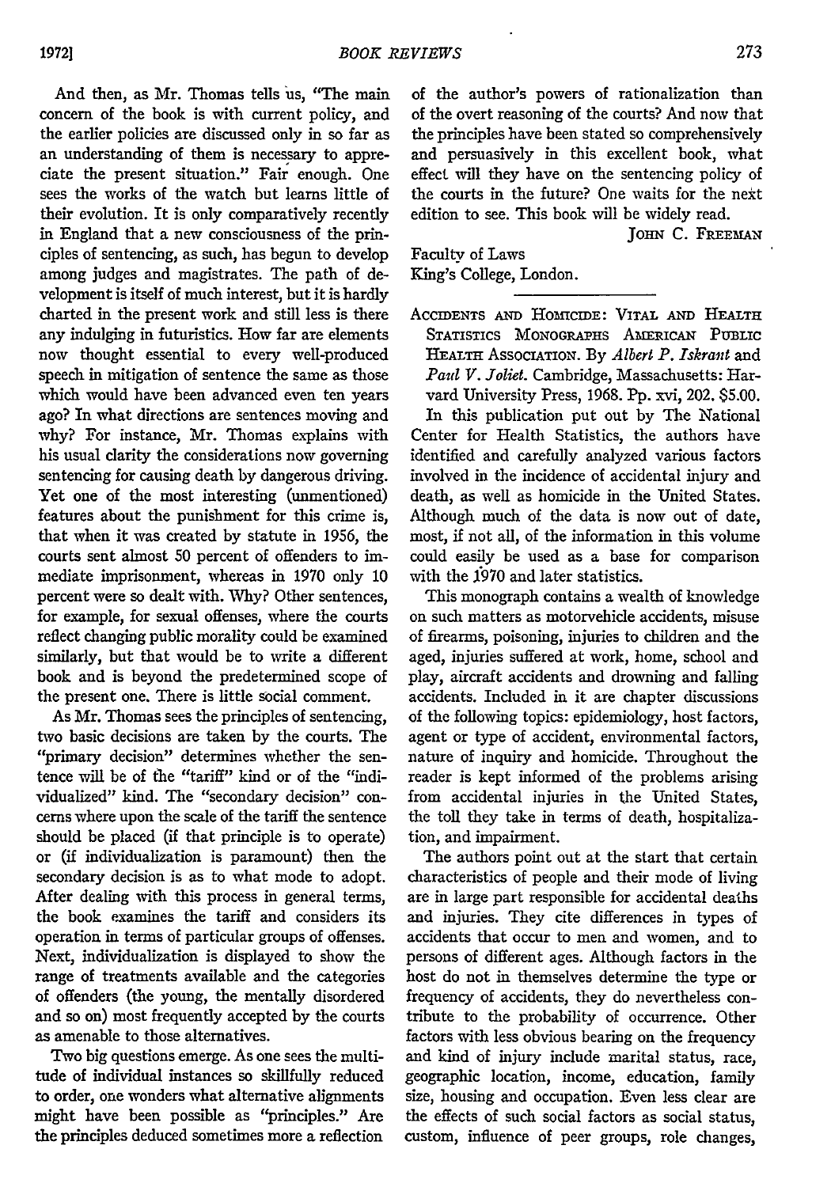And then, as Mr. Thomas tells us, "The main concern of the book is with current policy, and the earlier policies are discussed only in so far as an understanding of them is necessary to appreciate the present situation." Fair enough. One sees the works of the watch but learns little of their evolution. It is only comparatively recently in England that a new consciousness of the principles of sentencing, as such, has begun to develop among judges and magistrates. The path of development is itself of much interest, but it is hardly charted in the present work and still less is there any indulging in futuristics. How far are elements now thought essential to every well-produced speech in mitigation of sentence the same as those which would have been advanced even ten years ago? In what directions are sentences moving and why? For instance, Mr. Thomas explains with his usual clarity the considerations now governing sentencing for causing death by dangerous driving. Yet one of the most interesting (unmentioned) features about the punishment for this crime is, that when it was created by statute in 1956, the courts sent almost 50 percent of offenders to immediate imprisonment, whereas in 1970 only 10 percent were so dealt with. Why? Other sentences, for example, for sexual offenses, where the courts reflect changing public morality could be examined similarly, but that would be to write a different book and is beyond the predetermined scope of the present one. There is little social comment.

As Mr. Thomas sees the principles of sentencing, two basic decisions are taken by the courts. The "primary decision" determines whether the sentence will be of the "tariff" kind or of the "individualized" kind. The "secondary decision" concerns where upon the scale of the tariff the sentence should be placed (if that principle is to operate) or (if individualization is paramount) then the secondary decision is as to what mode to adopt. After dealing with this process in general terms, the book examines the tariff and considers its operation in terms of particular groups of offenses. Next, individualization is displayed to show the range of treatments available and the categories of offenders (the young, the mentally disordered and so on) most frequently accepted by the courts as amenable to those alternatives.

Two big questions emerge. As one sees the multitude of individual instances so skillfully reduced to order, one wonders what alternative alignments might have been possible as "principles." Are the principles deduced sometimes more a reflection of the author's powers of rationalization than of the overt reasoning of the courts? And now that the principles have been stated so comprehensively and persuasively in this excellent book, what effect will they have on the sentencing policy of the courts in the future? One waits for the next edition to see. This book will be widely read.

JOHN C. FREEMAN

Faculty of Laws
King's College, London.

---

ACCIDENTS AND HOMICIDE: VITAL AND HEALTH STATISTICS MONOGRAPHS AMERICAN PUBLIC HEALTH ASSOCIATION. By *Albert P. Iskrant* and *Paul V. Joliet*. Cambridge, Massachusetts: Harvard University Press, 1968. Pp. xvi, 202. $5.00.

In this publication put out by The National Center for Health Statistics, the authors have identified and carefully analyzed various factors involved in the incidence of accidental injury and death, as well as homicide in the United States. Although much of the data is now out of date, most, if not all, of the information in this volume could easily be used as a base for comparison with the 1970 and later statistics.

This monograph contains a wealth of knowledge on such matters as motorvehicle accidents, misuse of firearms, poisoning, injuries to children and the aged, injuries suffered at work, home, school and play, aircraft accidents and drowning and falling accidents. Included in it are chapter discussions of the following topics: epidemiology, host factors, agent or type of accident, environmental factors, nature of inquiry and homicide. Throughout the reader is kept informed of the problems arising from accidental injuries in the United States, the toll they take in terms of death, hospitalization, and impairment.

The authors point out at the start that certain characteristics of people and their mode of living are in large part responsible for accidental deaths and injuries. They cite differences in types of accidents that occur to men and women, and to persons of different ages. Although factors in the host do not in themselves determine the type or frequency of accidents, they do nevertheless contribute to the probability of occurrence. Other factors with less obvious bearing on the frequency and kind of injury include marital status, race, geographic location, income, education, family size, housing and occupation. Even less clear are the effects of such social factors as social status, custom, influence of peer groups, role changes,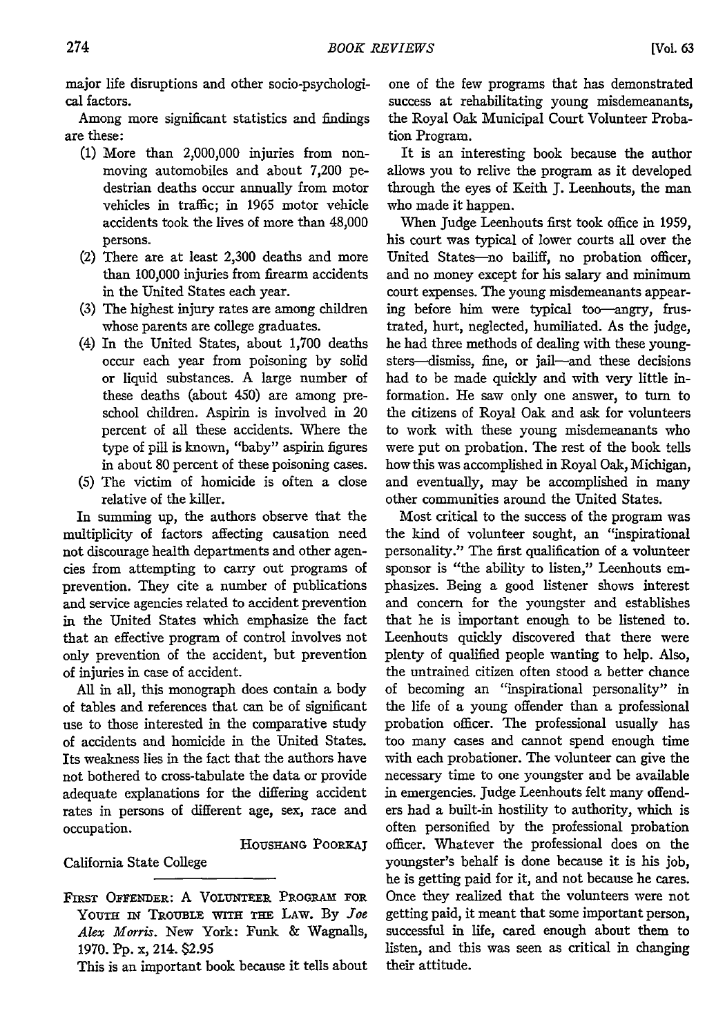major life disruptions and other socio-psychological factors.

Among more significant statistics and findings are these:

(1) More than 2,000,000 injuries from nonmoving automobiles and about 7,200 pedestrian deaths occur annually from motor vehicles in traffic; in 1965 motor vehicle accidents took the lives of more than 48,000 persons.

(2) There are at least 2,300 deaths and more than 100,000 injuries from firearm accidents in the United States each year.

(3) The highest injury rates are among children whose parents are college graduates.

(4) In the United States, about 1,700 deaths occur each year from poisoning by solid or liquid substances. A large number of these deaths (about 450) are among preschool children. Aspirin is involved in 20 percent of all these accidents. Where the type of pill is known, "baby" aspirin figures in about 80 percent of these poisoning cases.

(5) The victim of homicide is often a close relative of the killer.

In summing up, the authors observe that the multiplicity of factors affecting causation need not discourage health departments and other agencies from attempting to carry out programs of prevention. They cite a number of publications and service agencies related to accident prevention in the United States which emphasize the fact that an effective program of control involves not only prevention of the accident, but prevention of injuries in case of accident.

All in all, this monograph does contain a body of tables and references that can be of significant use to those interested in the comparative study of accidents and homicide in the United States. Its weakness lies in the fact that the authors have not bothered to cross-tabulate the data or provide adequate explanations for the differing accident rates in persons of different age, sex, race and occupation.

HOUSHANG POORKAJ

California State College

---

FIRST OFFENDER: A VOLUNTEER PROGRAM FOR YOUTH IN TROUBLE WITH THE LAW. By *Joe Alex Morris*. New York: Funk & Wagnalls, 1970. Pp. x, 214. $2.95

This is an important book because it tells about one of the few programs that has demonstrated success at rehabilitating young misdemeanants, the Royal Oak Municipal Court Volunteer Probation Program.

It is an interesting book because the author allows you to relive the program as it developed through the eyes of Keith J. Leenhouts, the man who made it happen.

When Judge Leenhouts first took office in 1959, his court was typical of lower courts all over the United States—no bailiff, no probation officer, and no money except for his salary and minimum court expenses. The young misdemeanants appearing before him were typical too—angry, frustrated, hurt, neglected, humiliated. As the judge, he had three methods of dealing with these youngsters—dismiss, fine, or jail—and these decisions had to be made quickly and with very little information. He saw only one answer, to turn to the citizens of Royal Oak and ask for volunteers to work with these young misdemeanants who were put on probation. The rest of the book tells how this was accomplished in Royal Oak, Michigan, and eventually, may be accomplished in many other communities around the United States.

Most critical to the success of the program was the kind of volunteer sought, an "inspirational personality." The first qualification of a volunteer sponsor is "the ability to listen," Leenhouts emphasizes. Being a good listener shows interest and concern for the youngster and establishes that he is important enough to be listened to. Leenhouts quickly discovered that there were plenty of qualified people wanting to help. Also, the untrained citizen often stood a better chance of becoming an "inspirational personality" in the life of a young offender than a professional probation officer. The professional usually has too many cases and cannot spend enough time with each probationer. The volunteer can give the necessary time to one youngster and be available in emergencies. Judge Leenhouts felt many offenders had a built-in hostility to authority, which is often personified by the professional probation officer. Whatever the professional does on the youngster's behalf is done because it is his job, he is getting paid for it, and not because he cares. Once they realized that the volunteers were not getting paid, it meant that some important person, successful in life, cared enough about them to listen, and this was seen as critical in changing their attitude.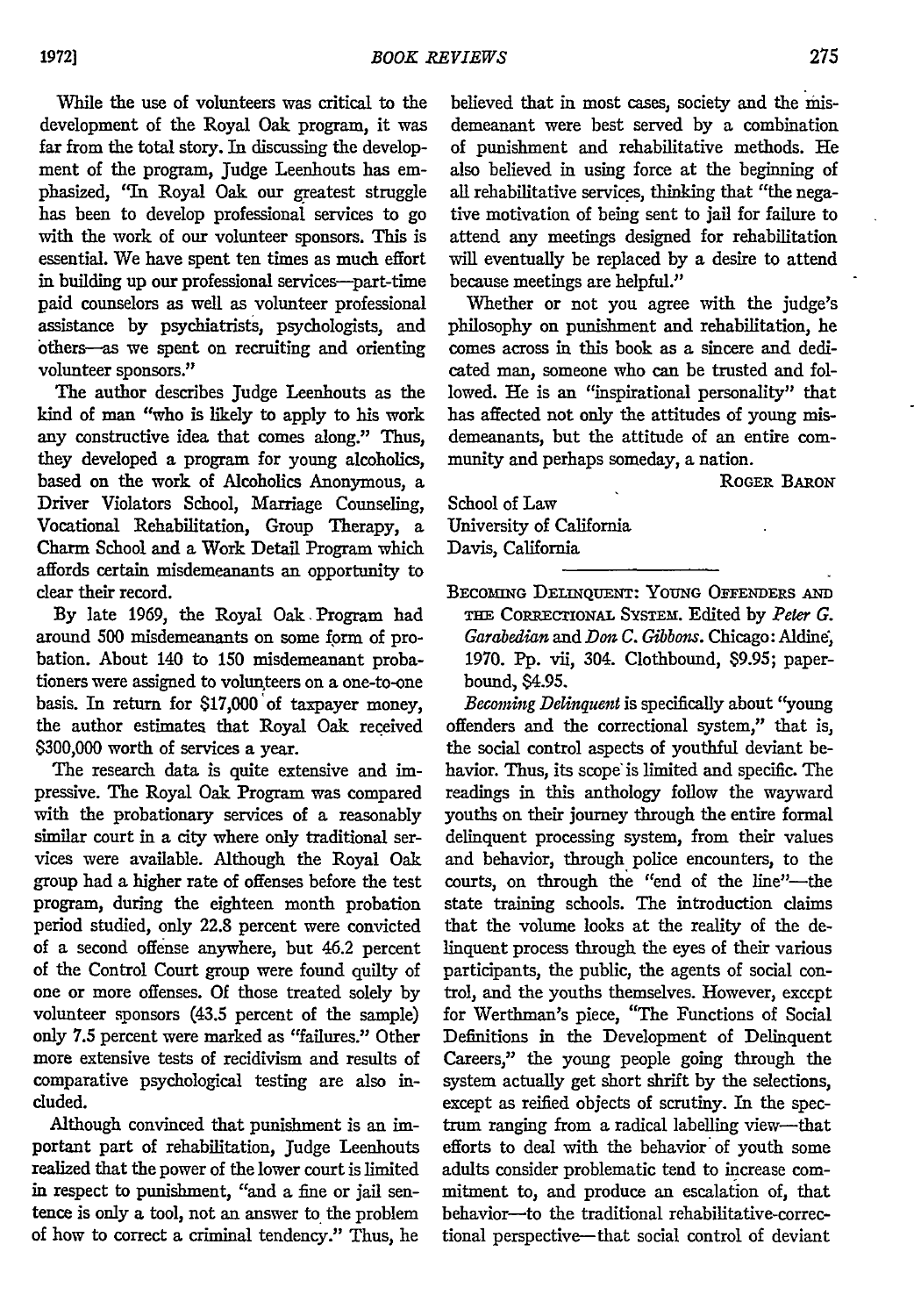While the use of volunteers was critical to the development of the Royal Oak program, it was far from the total story. In discussing the development of the program, Judge Leenhouts has emphasized, "In Royal Oak our greatest struggle has been to develop professional services to go with the work of our volunteer sponsors. This is essential. We have spent ten times as much effort in building up our professional services—part-time paid counselors as well as volunteer professional assistance by psychiatrists, psychologists, and others—as we spent on recruiting and orienting volunteer sponsors."

The author describes Judge Leenhouts as the kind of man "who is likely to apply to his work any constructive idea that comes along." Thus, they developed a program for young alcoholics, based on the work of Alcoholics Anonymous, a Driver Violators School, Marriage Counseling, Vocational Rehabilitation, Group Therapy, a Charm School and a Work Detail Program which affords certain misdemeanants an opportunity to clear their record.

By late 1969, the Royal Oak Program had around 500 misdemeanants on some form of probation. About 140 to 150 misdemeanant probationers were assigned to volunteers on a one-to-one basis. In return for $17,000 of taxpayer money, the author estimates that Royal Oak received $300,000 worth of services a year.

The research data is quite extensive and impressive. The Royal Oak Program was compared with the probationary services of a reasonably similar court in a city where only traditional services were available. Although the Royal Oak group had a higher rate of offenses before the test program, during the eighteen month probation period studied, only 22.8 percent were convicted of a second offense anywhere, but 46.2 percent of the Control Court group were found guilty of one or more offenses. Of those treated solely by volunteer sponsors (43.5 percent of the sample) only 7.5 percent were marked as "failures." Other more extensive tests of recidivism and results of comparative psychological testing are also included.

Although convinced that punishment is an important part of rehabilitation, Judge Leenhouts realized that the power of the lower court is limited in respect to punishment, "and a fine or jail sentence is only a tool, not an answer to the problem of how to correct a criminal tendency." Thus, he believed that in most cases, society and the misdemeanant were best served by a combination of punishment and rehabilitative methods. He also believed in using force at the beginning of all rehabilitative services, thinking that "the negative motivation of being sent to jail for failure to attend any meetings designed for rehabilitation will eventually be replaced by a desire to attend because meetings are helpful."

Whether or not you agree with the judge's philosophy on punishment and rehabilitation, he comes across in this book as a sincere and dedicated man, someone who can be trusted and followed. He is an "inspirational personality" that has affected not only the attitudes of young misdemeanants, but the attitude of an entire community and perhaps someday, a nation.

ROGER BARON

School of Law
University of California
Davis, California

---

BECOMING DELINQUENT: YOUNG OFFENDERS AND THE CORRECTIONAL SYSTEM. Edited by *Peter G. Garabedian* and *Don C. Gibbons*. Chicago: Aldine, 1970. Pp. vii, 304. Clothbound, $9.95; paperbound, $4.95.

*Becoming Delinquent* is specifically about "young offenders and the correctional system," that is, the social control aspects of youthful deviant behavior. Thus, its scope is limited and specific. The readings in this anthology follow the wayward youths on their journey through the entire formal delinquent processing system, from their values and behavior, through police encounters, to the courts, on through the "end of the line"—the state training schools. The introduction claims that the volume looks at the reality of the delinquent process through the eyes of their various participants, the public, the agents of social control, and the youths themselves. However, except for Werthman's piece, "The Functions of Social Definitions in the Development of Delinquent Careers," the young people going through the system actually get short shrift by the selections, except as reified objects of scrutiny. In the spectrum ranging from a radical labelling view—that efforts to deal with the behavior of youth some adults consider problematic tend to increase commitment to, and produce an escalation of, that behavior—to the traditional rehabilitative-correctional perspective—that social control of deviant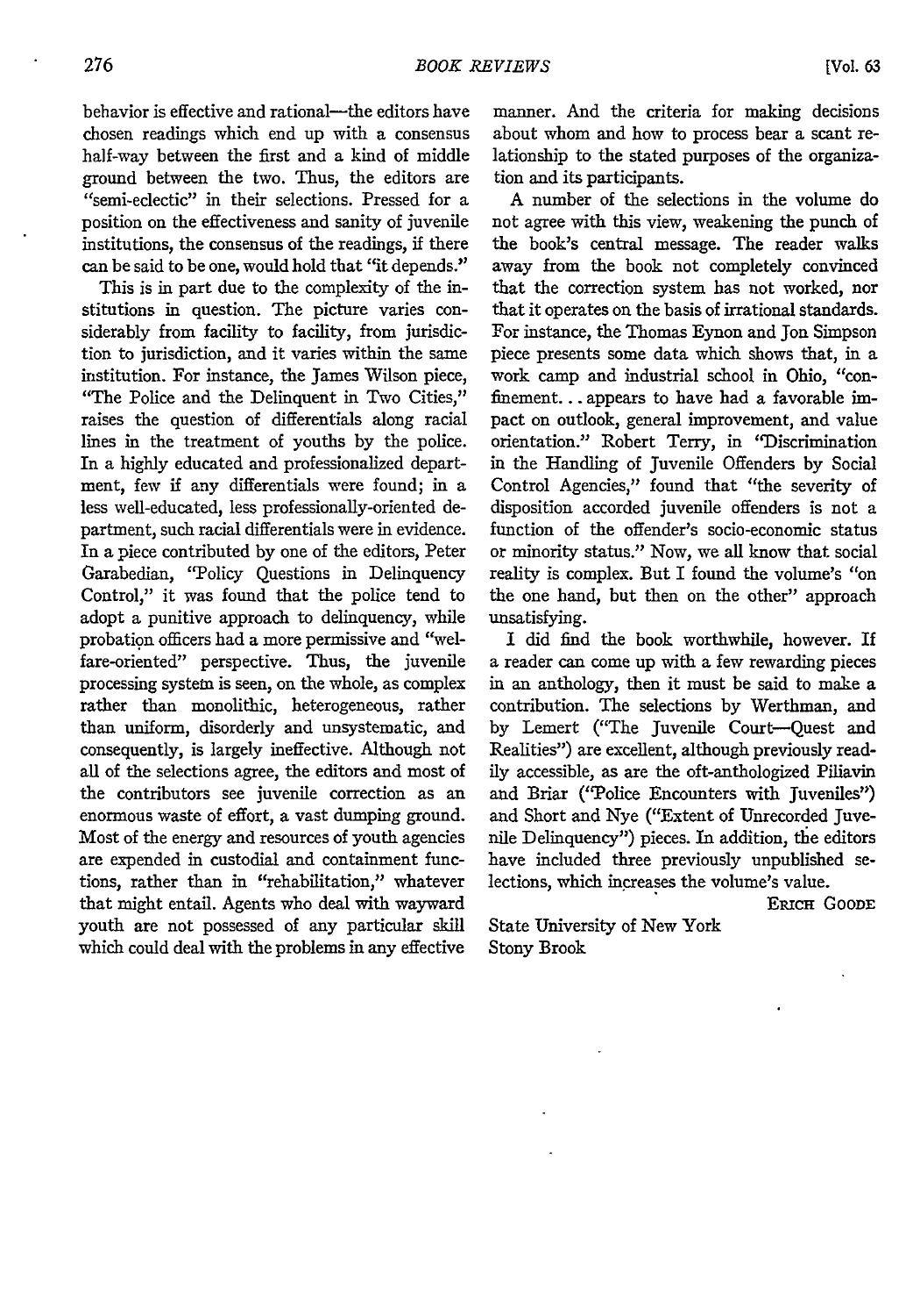behavior is effective and rational—the editors have chosen readings which end up with a consensus half-way between the first and a kind of middle ground between the two. Thus, the editors are "semi-eclectic" in their selections. Pressed for a position on the effectiveness and sanity of juvenile institutions, the consensus of the readings, if there can be said to be one, would hold that "it depends."

This is in part due to the complexity of the institutions in question. The picture varies considerably from facility to facility, from jurisdiction to jurisdiction, and it varies within the same institution. For instance, the James Wilson piece, "The Police and the Delinquent in Two Cities," raises the question of differentials along racial lines in the treatment of youths by the police. In a highly educated and professionalized department, few if any differentials were found; in a less well-educated, less professionally-oriented department, such racial differentials were in evidence. In a piece contributed by one of the editors, Peter Garabedian, "Policy Questions in Delinquency Control," it was found that the police tend to adopt a punitive approach to delinquency, while probation officers had a more permissive and "welfare-oriented" perspective. Thus, the juvenile processing system is seen, on the whole, as complex rather than monolithic, heterogeneous, rather than uniform, disorderly and unsystematic, and consequently, is largely ineffective. Although not all of the selections agree, the editors and most of the contributors see juvenile correction as an enormous waste of effort, a vast dumping ground. Most of the energy and resources of youth agencies are expended in custodial and containment functions, rather than in "rehabilitation," whatever that might entail. Agents who deal with wayward youth are not possessed of any particular skill which could deal with the problems in any effective manner. And the criteria for making decisions about whom and how to process bear a scant relationship to the stated purposes of the organization and its participants.

A number of the selections in the volume do not agree with this view, weakening the punch of the book's central message. The reader walks away from the book not completely convinced that the correction system has not worked, nor that it operates on the basis of irrational standards. For instance, the Thomas Eynon and Jon Simpson piece presents some data which shows that, in a work camp and industrial school in Ohio, "confinement... appears to have had a favorable impact on outlook, general improvement, and value orientation." Robert Terry, in "Discrimination in the Handling of Juvenile Offenders by Social Control Agencies," found that "the severity of disposition accorded juvenile offenders is not a function of the offender's socio-economic status or minority status." Now, we all know that social reality is complex. But I found the volume's "on the one hand, but then on the other" approach unsatisfying.

I did find the book worthwhile, however. If a reader can come up with a few rewarding pieces in an anthology, then it must be said to make a contribution. The selections by Werthman, and by Lemert ("The Juvenile Court—Quest and Realities") are excellent, although previously readily accessible, as are the oft-anthologized Piliavin and Briar ("Police Encounters with Juveniles") and Short and Nye ("Extent of Unrecorded Juvenile Delinquency") pieces. In addition, the editors have included three previously unpublished selections, which increases the volume's value.

Erich Goode

State University of New York
Stony Brook